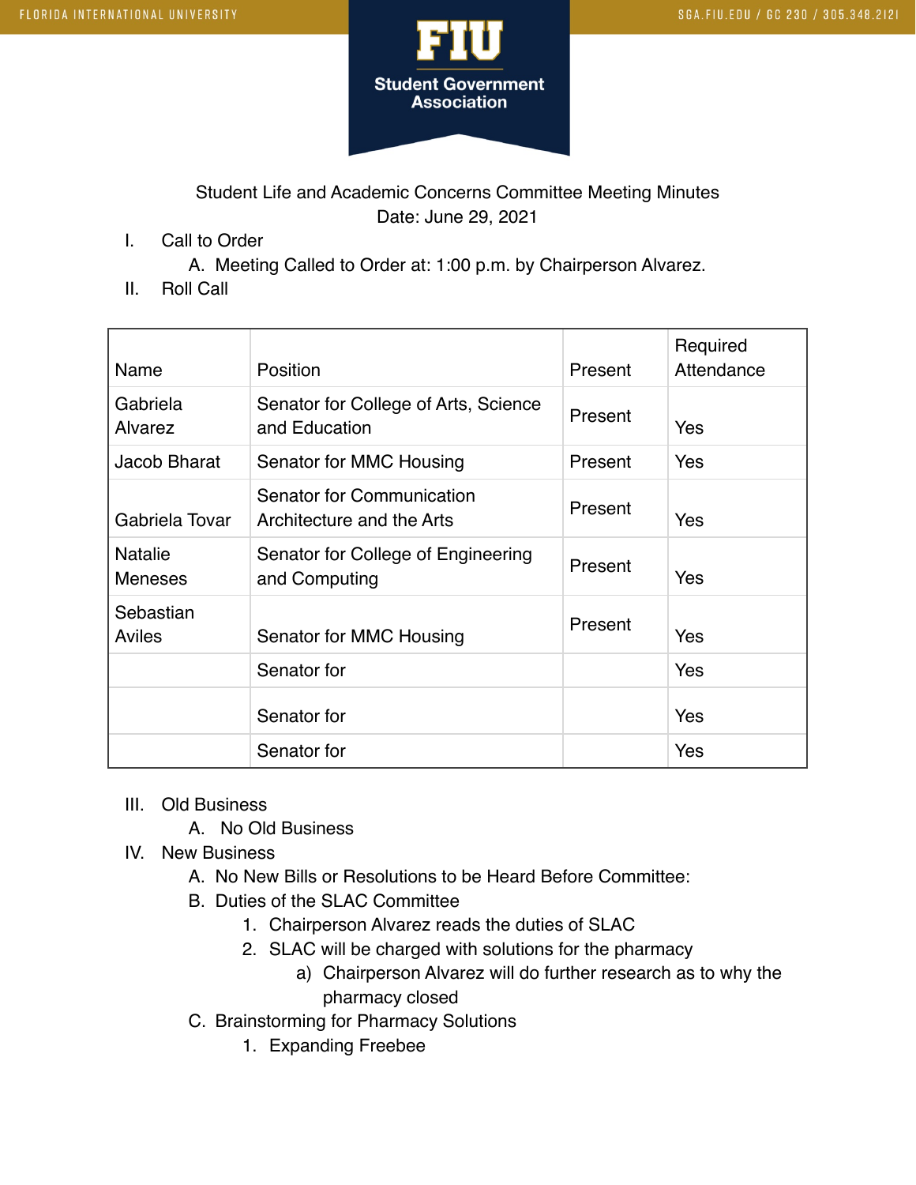FIU Student Government Association

Student Life and Academic Concerns Committee Meeting Minutes
Date: June 29, 2021

I. Call to Order
   A. Meeting Called to Order at: 1:00 p.m. by Chairperson Alvarez.

II. Roll Call

| Name | Position | Present | Required Attendance |
|---|---|---|---|
| Gabriela Alvarez | Senator for College of Arts, Science and Education | Present | Yes |
| Jacob Bharat | Senator for MMC Housing | Present | Yes |
| Gabriela Tovar | Senator for Communication Architecture and the Arts | Present | Yes |
| Natalie Meneses | Senator for College of Engineering and Computing | Present | Yes |
| Sebastian Aviles | Senator for MMC Housing | Present | Yes |
| | Senator for | | Yes |
| | Senator for | | Yes |
| | Senator for | | Yes |

III. Old Business
   A. No Old Business

IV. New Business
   A. No New Bills or Resolutions to be Heard Before Committee:
   B. Duties of the SLAC Committee
      1. Chairperson Alvarez reads the duties of SLAC
      2. SLAC will be charged with solutions for the pharmacy
         a) Chairperson Alvarez will do further research as to why the pharmacy closed
   C. Brainstorming for Pharmacy Solutions
      1. Expanding Freebee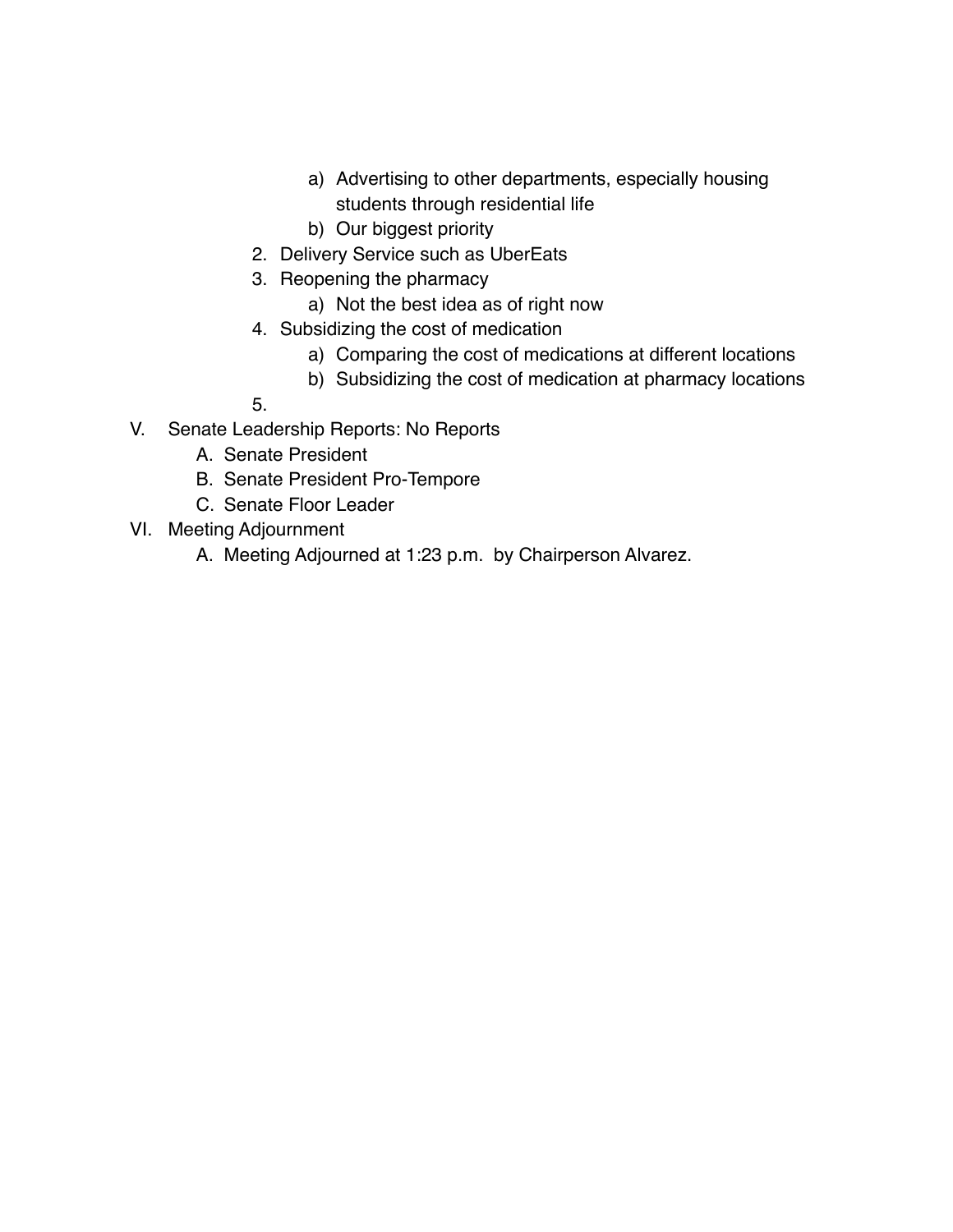a) Advertising to other departments, especially housing students through residential life
            b) Our biggest priority
        2. Delivery Service such as UberEats
        3. Reopening the pharmacy
            a) Not the best idea as of right now
        4. Subsidizing the cost of medication
            a) Comparing the cost of medications at different locations
            b) Subsidizing the cost of medication at pharmacy locations
        5.

V. Senate Leadership Reports: No Reports
    A. Senate President
    B. Senate President Pro-Tempore
    C. Senate Floor Leader

VI. Meeting Adjournment
    A. Meeting Adjourned at 1:23 p.m. by Chairperson Alvarez.